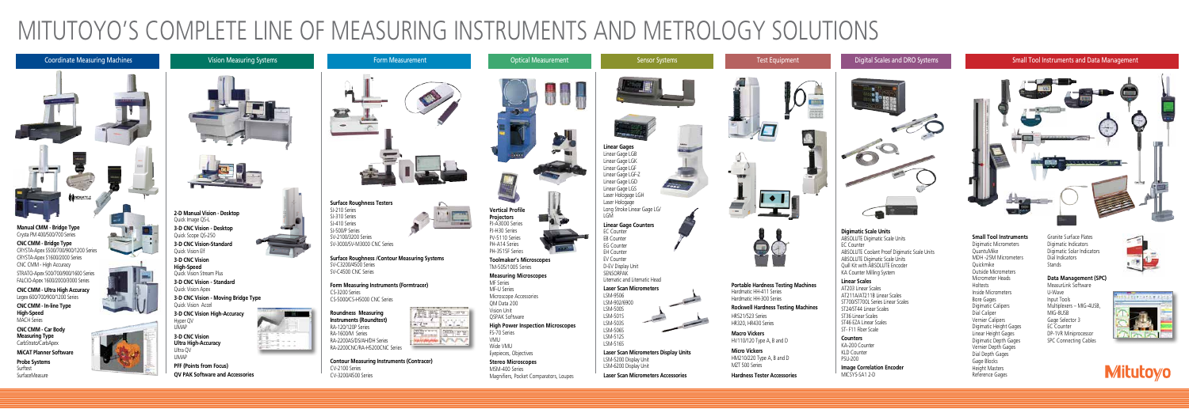# MITUTOYO'S COMPLETE LINE OF MEASURING INSTRUMENTS AND METROLOGY SOLUTIONS

## Coordinate Measuring Machines

**Manual CMM - Bridge Type**
Crysta PM 400/500/700 Series

**CNC CMM - Bridge Type**
CRYSTA-Apex S500/700/900/1200 Series
CRYSTA-Apex S1600/2000 Series
CNC CMM - High Accuracy
STRATO-Apex 500/700/900/1600 Series
FALCIO-Apex 1600/2000/3000 Series

**CNC CMM - Ultra High Accuracy**
Legex 600/700/900/1200 Series

**CNC CMM - In-line Type**
**High-Speed**
MACH Series

**CNC CMM - Car Body Measuring Type**
CarbStrato/CarbApex

**MiCAT Planner Software**

**Probe Systems**
Surftest
SurfaceMeasure

## Vision Measuring Systems

**2-D Manual Vision - Desktop**
Quick Image QS-L

**3-D CNC Vision - Desktop**
Quick Scope QS-250

**3-D CNC Vision-Standard**
Quick Vision Elf

**3-D CNC Vision High-Speed**
Quick Vision Stream Plus

**3-D CNC Vision - Standard**
Quick Vision Apex

**3-D CNC Vision - Moving Bridge Type**
Quick Vision Accel

**3-D CNC Vision High-Accuracy**
Hyper QV
UMAP

**3-D CNC Vision Ultra High-Accuracy**
Ultra QV
UMAP

**PFF (Points from Focus)**

**QV PAK Software and Accessories**

## Form Measurement

**Surface Roughness Testers**
SJ-210 Series
SJ-310 Series
SJ-410 Series
SJ-500/P Series
SV-2100/3200 Series
SV-3000/SV-M3000 CNC Series

**Surface Roughness /Contour Measuring Systems**
SV-C3200/4500 Series
SV-C4500 CNC Series

**Form Measuring Instruments (Formtracer)**
CS-3200 Series
CS-5000/CS-H5000 CNC Series

**Roundness Measuring Instruments (Roundtest)**
RA-120/120P Series
RA-1600/M Series
RA-2200AS/DS/AH/DH Series
RA-2200CNC/RA-H5200CNC Series

**Contour Measuring Instruments (Contracer)**
CV-2100 Series
CV-3200/4500 Series

## Optical Measurement

**Vertical Profile Projectors**
PJ-A3000 Series
PJ-H30 Series
PV-5110 Series
PH-A14 Series
PH-3515F Series

**Toolmaker's Microscopes**
TM-505/1005 Series

**Measuring Microscopes**
MF Series
MF-U Series
Microscope Accessories
QM Data 200
Vision Unit
QSPAK Software

**High Power Inspection Microscopes**
FS-70 Series
VMU
Wide VMU
Eyepieces, Objectives

**Stereo Microscopes**
MSM-400 Series
Magnifiers, Pocket Comparators, Loupes

## Sensor Systems

**Linear Gages**
Linear Gage LGB
Linear Gage LGK
Linear Gage LGF
Linear Gage LGF-Z
Linear Gage LGD
Linear Gage LGS
Laser Hologage LGH
Laser Hologage
Long Stroke Linear Gage LG/LGM

**Linear Gage Counters**
EC Counter
EB Counter
EG Counter
EH Counter
EV Counter
D-EV Display Unit
SENSORPAK
Litematic and Litematic Head

**Laser Scan Micrometers**
LSM-9506
LSM-902/6900
LSM-500S
LSM-501S
LSM-503S
LSM-506S
LSM-512S
LSM-516S

**Laser Scan Micrometers Display Units**
LSM-5200 Display Unit
LSM-6200 Display Unit

**Laser Scan Micrometers Accessories**

## Test Equipment

**Portable Hardness Testing Machines**
Hardmatic HH-411 Series
Hardmatic HH-300 Series

**Rockwell Hardness Testing Machines**
HR521/523 Series
HR320, HR430 Series

**Macro Vickers**
HV110/120 Type A, B and D

**Micro Vickers**
HM210/220 Type A, B and D
MZT 500 Series

**Hardness Tester Accessories**

## Digital Scales and DRO Systems

**Digimatic Scale Units**
ABSOLUTE Digimatic Scale Units
EC Counter
ABSOLUTE Coolant Proof Digimatic Scale Units
ABSOLUTE Digimatic Scale Units
Quill Kit with ABSOLUTE Encoder
KA Counter Milling System

**Linear Scales**
AT203 Linear Scales
AT211A/AT211B Linear Scales
ST700/ST700L Series Linear Scales
ST24/ST44 Linear Scales
ST36 Linear Scales
ST46 EZA Linear Scales
ST- F11 Fiber Scale

**Counters**
KA-200 Counter
KLD Counter
PSU-200

**Image Correlation Encoder**
MICSYS-SA1 2-D

## Small Tool Instruments and Data Management

**Small Tool Instruments**
Digimatic Micrometers
QuantuMike
MDH -25M Micrometers
Quickmike
Outside Micrometers
Micrometer Heads
Holtests
Inside Micrometers
Bore Gages
Digimatic Calipers
Dial Caliper
Vernier Calipers
Digimatic Height Gages
Linear Height Gages
Digimatic Depth Gages
Vernier Depth Gages
Dial Depth Gages
Gage Blocks
Height Masters
Reference Gages
Granite Surface Plates
Digimatic Indicators
Digimatic Solar Indicators
Dial Indicators
Stands

**Data Management (SPC)**
MeasurLink Software
U-Wave
Input Tools
Multiplexers – MIG-4USB, MIG-8USB
Gage Selector 3
EC Counter
DP-1VR Miniprocessor
SPC Connecting Cables

Mitutoyo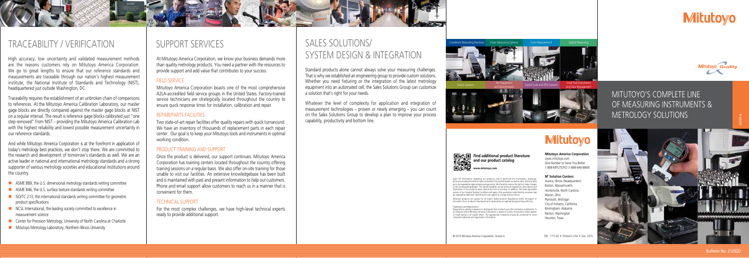# TRACEABILITY / VERIFICATION

High accuracy, low uncertainty and validated measurement methods are the reasons customers rely on Mitutoyo America Corporation. We go to great lengths to ensure that our reference standards and measurements are traceable through our nation's highest measurement institute, the National Institute of Standards and Technology (NIST), headquartered just outside Washington, DC.

Traceability requires the establishment of an unbroken chain of comparisons to references. At the Mitutoyo America Calibration Laboratory, our master gage blocks are directly compared against the master gage blocks at NIST on a regular interval. The result is reference gage blocks calibrated just "one step removed" from NIST – providing the Mitutoyo America Calibration Lab with the highest reliability and lowest possible measurement uncertainty in our reference standards.

And while Mitutoyo America Corporation is at the forefront in application of today's metrology best practices, we don't stop there. We are committed to the research and development of tomorrow's standards as well. We are an active leader in national and international metrology standards and a strong supporter of various metrology societies and educational institutions around the country.

- ASME B89, the U.S. dimensional metrology standards writing committee
- ASME B46, the U.S. surface texture standards writing committee
- ISO/TC 213, the international standards writing committee for geometric product specifications
- NCSL International, the leading society committed to excellence in measurement science
- Center for Precision Metrology, University of North Carolina at Charlotte
- Mitutoyo Metrology Laboratory, Northern Illinois University

# SUPPORT SERVICES

At Mitutoyo America Corporation, we know your business demands more than quality metrology products. You need a partner with the resources to provide support and add value that contributes to your success.

## FIELD SERVICE

Mitutoyo America Corporation boasts one of the most comprehensive A2LA-accredited field service groups in the United States. Factory-trained service technicians are strategically located throughout the country to ensure quick response times for installation, calibration and repair.

## REPAIR/PARTS FACILITIES

Two state-of-art repair facilities offer quality repairs with quick turnaround. We have an inventory of thousands of replacement parts in each repair center. Our goal is to keep your Mitutoyo tools and instruments in optimal working condition.

## PRODUCT TRAINING AND SUPPORT

Once the product is delivered, our support continues. Mitutoyo America Corporation has training centers located throughout the country offering training sessions on a regular basis. We also offer on-site training for those unable to visit our facilities. An extensive knowledgebase has been built and is maintained with past and present information to help our customers. Phone and email support allow customers to reach us in a manner that is convenient for them.

## TECHNICAL SUPPORT

For the most complex challenges, we have high-level technical experts ready to provide additional support.

# SALES SOLUTIONS/ SYSTEM DESIGN & INTEGRATION

Standard products alone cannot always solve your measuring challenges. That is why we established an engineering group to provide custom solutions. Whether you need fixturing or the integration of the latest metrology equipment into an automated cell, the Sales Solutions Group can customize a solution that's right for your needs.

Whatever the level of complexity for application and integration of measurement technologies – proven or newly emerging – you can count on the Sales Solutions Group to develop a plan to improve your process capability, productivity and bottom line.

Coordinate Measuring Machines | Vision Measuring Systems | Form Measurement | Optical Measuring | Sensor Systems | Test Equipment and Seismometers | Digital Scale and DRO Systems | Small Tool Instruments and Data Management

Mitutoyo

**Find additional product literature and our product catalog**

www.mitutoyo.com

Note: All information regarding our products, and in particular the illustrations, drawings, dimensional and performance data contained in this printed matter as well as other technical data are to be regarded as approximate average values. We therefore reserve the right to make changes to the corresponding designs. The stated standards, similar technical regulations, descriptions and illustrations of the products were valid at the time of printing. In addition, the latest applicable version of our General Trading Conditions will apply. Only quotations submitted by ourselves may be regarded as definitive. Specifications are subject to change without notice.

Mitutoyo products are subject to US Export Administration Regulations (EAR). Re-export or relocation of our products may require prior approval by an appropriate governing authority.

Trademarks and Registrations
Designations used by companies to distinguish their products are often claimed as trademarks. In all instances where Mitutoyo America Corporation is aware of a claim, the product names appear in initial capital or all capital letters. The appropriate companies should be contacted for more complete trademark and registration information.

**Mitutoyo America Corporation**
www.mitutoyo.com
One Number to Serve You Better
1-888-MITUTOYO (1-888-648-8869)

**M[3] Solution Centers:**
Aurora, Illinois (Headquarters)
Boston, Massachusetts
Huntersville, North Carolina
Mason, Ohio
Plymouth, Michigan
City of Industry, California
Birmingham, Alabama
Renton, Washington
Houston, Texas

© 2015 Mitutoyo America Corporation, Aurora IL

5M 1115-02 • Printed in USA • Dec. 2015

Mitutoyo

Mitutoyo Quality

# MITUTOYO'S COMPLETE LINE OF MEASURING INSTRUMENTS & METROLOGY SOLUTIONS

GENERAL

Bulletin No. 2125(2)